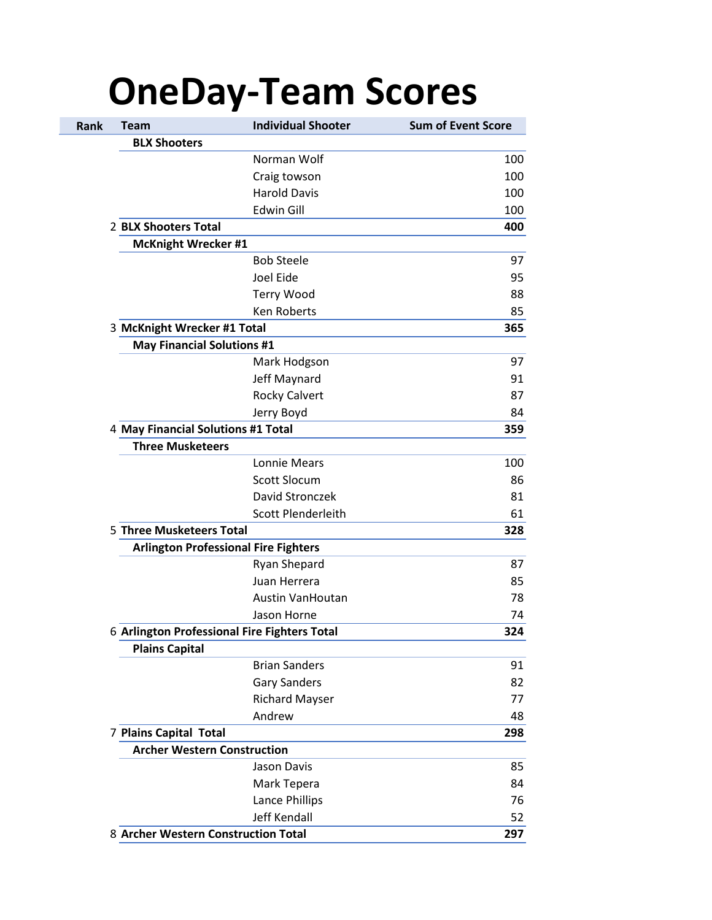# OneDay-Team Scores

| Rank | Team | Individual Shooter | Sum of Event Score |
|---|---|---|---|
| | **BLX Shooters** | | |
| | | Norman Wolf | 100 |
| | | Craig towson | 100 |
| | | Harold Davis | 100 |
| | | Edwin Gill | 100 |
| 2 | **BLX Shooters Total** | | **400** |
| | **McKnight Wrecker #1** | | |
| | | Bob Steele | 97 |
| | | Joel Eide | 95 |
| | | Terry Wood | 88 |
| | | Ken Roberts | 85 |
| 3 | **McKnight Wrecker #1 Total** | | **365** |
| | **May Financial Solutions #1** | | |
| | | Mark Hodgson | 97 |
| | | Jeff Maynard | 91 |
| | | Rocky Calvert | 87 |
| | | Jerry Boyd | 84 |
| 4 | **May Financial Solutions #1 Total** | | **359** |
| | **Three Musketeers** | | |
| | | Lonnie Mears | 100 |
| | | Scott Slocum | 86 |
| | | David Stronczek | 81 |
| | | Scott Plenderleith | 61 |
| 5 | **Three Musketeers Total** | | **328** |
| | **Arlington Professional Fire Fighters** | | |
| | | Ryan Shepard | 87 |
| | | Juan Herrera | 85 |
| | | Austin VanHoutan | 78 |
| | | Jason Horne | 74 |
| 6 | **Arlington Professional Fire Fighters Total** | | **324** |
| | **Plains Capital** | | |
| | | Brian Sanders | 91 |
| | | Gary Sanders | 82 |
| | | Richard Mayser | 77 |
| | | Andrew | 48 |
| 7 | **Plains Capital Total** | | **298** |
| | **Archer Western Construction** | | |
| | | Jason Davis | 85 |
| | | Mark Tepera | 84 |
| | | Lance Phillips | 76 |
| | | Jeff Kendall | 52 |
| 8 | **Archer Western Construction Total** | | **297** |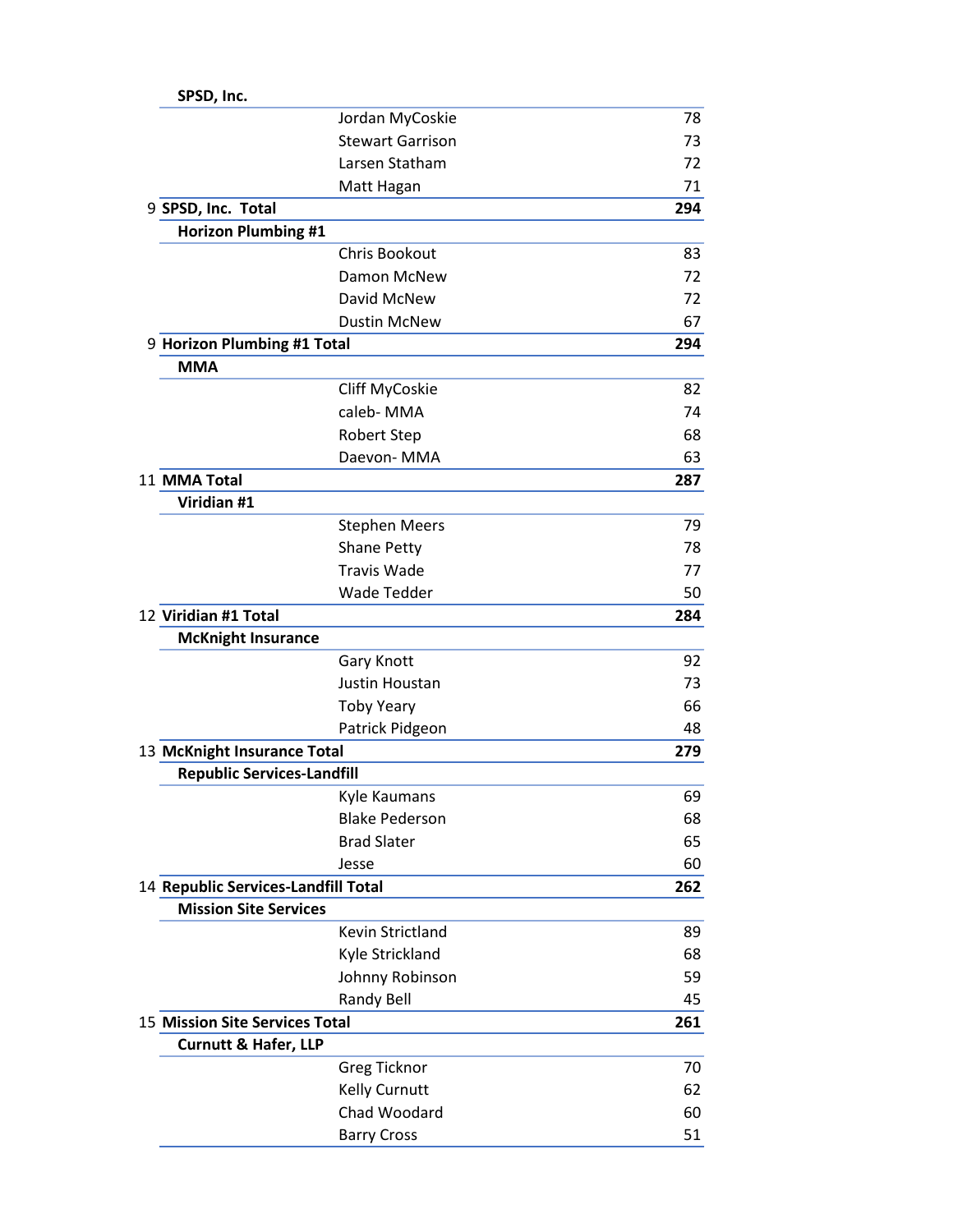| | | | |
|---|---|---|---|
| | **SPSD, Inc.** | | |
| | | Jordan MyCoskie | 78 |
| | | Stewart Garrison | 73 |
| | | Larsen Statham | 72 |
| | | Matt Hagan | 71 |
| 9 | **SPSD, Inc. Total** | | **294** |
| | **Horizon Plumbing #1** | | |
| | | Chris Bookout | 83 |
| | | Damon McNew | 72 |
| | | David McNew | 72 |
| | | Dustin McNew | 67 |
| 9 | **Horizon Plumbing #1 Total** | | **294** |
| | **MMA** | | |
| | | Cliff MyCoskie | 82 |
| | | caleb- MMA | 74 |
| | | Robert Step | 68 |
| | | Daevon- MMA | 63 |
| 11 | **MMA Total** | | **287** |
| | **Viridian #1** | | |
| | | Stephen Meers | 79 |
| | | Shane Petty | 78 |
| | | Travis Wade | 77 |
| | | Wade Tedder | 50 |
| 12 | **Viridian #1 Total** | | **284** |
| | **McKnight Insurance** | | |
| | | Gary Knott | 92 |
| | | Justin Houstan | 73 |
| | | Toby Yeary | 66 |
| | | Patrick Pidgeon | 48 |
| 13 | **McKnight Insurance Total** | | **279** |
| | **Republic Services-Landfill** | | |
| | | Kyle Kaumans | 69 |
| | | Blake Pederson | 68 |
| | | Brad Slater | 65 |
| | | Jesse | 60 |
| 14 | **Republic Services-Landfill Total** | | **262** |
| | **Mission Site Services** | | |
| | | Kevin Strictland | 89 |
| | | Kyle Strickland | 68 |
| | | Johnny Robinson | 59 |
| | | Randy Bell | 45 |
| 15 | **Mission Site Services Total** | | **261** |
| | **Curnutt & Hafer, LLP** | | |
| | | Greg Ticknor | 70 |
| | | Kelly Curnutt | 62 |
| | | Chad Woodard | 60 |
| | | Barry Cross | 51 |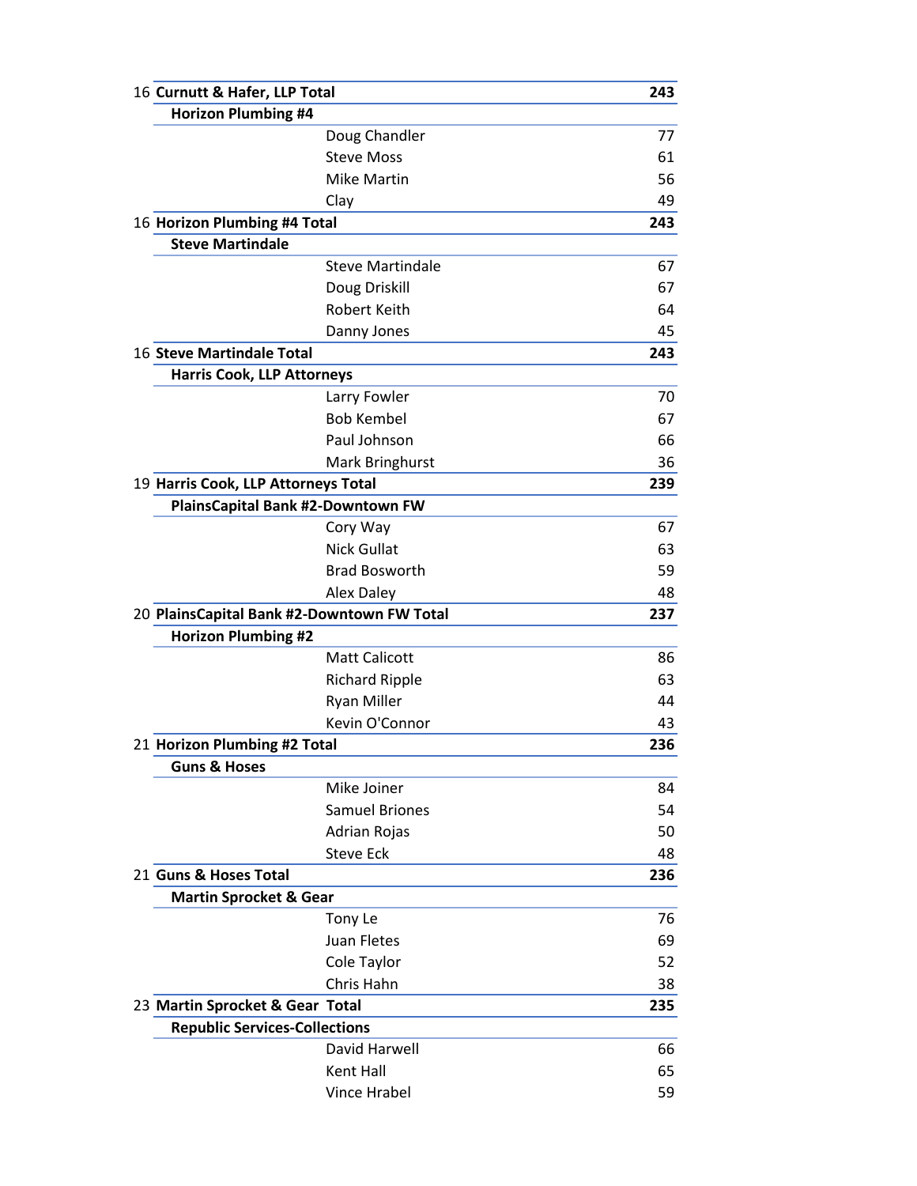| | | | |
|---|---|---|---|
| 16 | **Curnutt & Hafer, LLP Total** | | **243** |
| | **Horizon Plumbing #4** | | |
| | | Doug Chandler | 77 |
| | | Steve Moss | 61 |
| | | Mike Martin | 56 |
| | | Clay | 49 |
| 16 | **Horizon Plumbing #4 Total** | | **243** |
| | **Steve Martindale** | | |
| | | Steve Martindale | 67 |
| | | Doug Driskill | 67 |
| | | Robert Keith | 64 |
| | | Danny Jones | 45 |
| 16 | **Steve Martindale Total** | | **243** |
| | **Harris Cook, LLP Attorneys** | | |
| | | Larry Fowler | 70 |
| | | Bob Kembel | 67 |
| | | Paul Johnson | 66 |
| | | Mark Bringhurst | 36 |
| 19 | **Harris Cook, LLP Attorneys Total** | | **239** |
| | **PlainsCapital Bank #2-Downtown FW** | | |
| | | Cory Way | 67 |
| | | Nick Gullat | 63 |
| | | Brad Bosworth | 59 |
| | | Alex Daley | 48 |
| 20 | **PlainsCapital Bank #2-Downtown FW Total** | | **237** |
| | **Horizon Plumbing #2** | | |
| | | Matt Calicott | 86 |
| | | Richard Ripple | 63 |
| | | Ryan Miller | 44 |
| | | Kevin O'Connor | 43 |
| 21 | **Horizon Plumbing #2 Total** | | **236** |
| | **Guns & Hoses** | | |
| | | Mike Joiner | 84 |
| | | Samuel Briones | 54 |
| | | Adrian Rojas | 50 |
| | | Steve Eck | 48 |
| 21 | **Guns & Hoses Total** | | **236** |
| | **Martin Sprocket & Gear** | | |
| | | Tony Le | 76 |
| | | Juan Fletes | 69 |
| | | Cole Taylor | 52 |
| | | Chris Hahn | 38 |
| 23 | **Martin Sprocket & Gear Total** | | **235** |
| | **Republic Services-Collections** | | |
| | | David Harwell | 66 |
| | | Kent Hall | 65 |
| | | Vince Hrabel | 59 |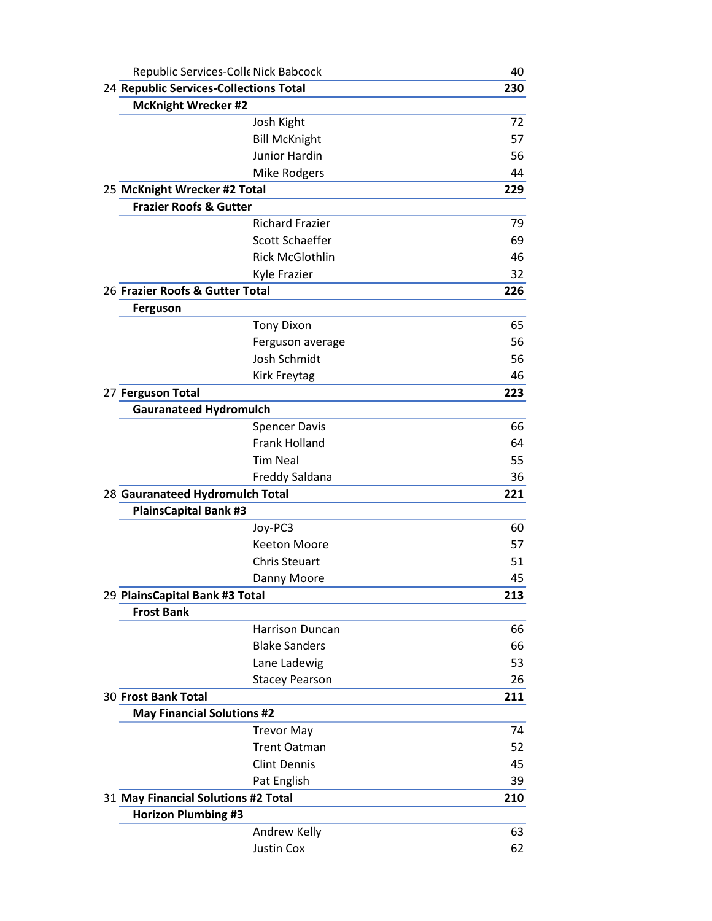| | | | |
|---|---|---|---|
| | Republic Services-Colle | Nick Babcock | 40 |
| 24 | **Republic Services-Collections Total** | | **230** |
| | **McKnight Wrecker #2** | | |
| | | Josh Kight | 72 |
| | | Bill McKnight | 57 |
| | | Junior Hardin | 56 |
| | | Mike Rodgers | 44 |
| 25 | **McKnight Wrecker #2 Total** | | **229** |
| | **Frazier Roofs & Gutter** | | |
| | | Richard Frazier | 79 |
| | | Scott Schaeffer | 69 |
| | | Rick McGlothlin | 46 |
| | | Kyle Frazier | 32 |
| 26 | **Frazier Roofs & Gutter Total** | | **226** |
| | **Ferguson** | | |
| | | Tony Dixon | 65 |
| | | Ferguson average | 56 |
| | | Josh Schmidt | 56 |
| | | Kirk Freytag | 46 |
| 27 | **Ferguson Total** | | **223** |
| | **Gauranateed Hydromulch** | | |
| | | Spencer Davis | 66 |
| | | Frank Holland | 64 |
| | | Tim Neal | 55 |
| | | Freddy Saldana | 36 |
| 28 | **Gauranateed Hydromulch Total** | | **221** |
| | **PlainsCapital Bank #3** | | |
| | | Joy-PC3 | 60 |
| | | Keeton Moore | 57 |
| | | Chris Steuart | 51 |
| | | Danny Moore | 45 |
| 29 | **PlainsCapital Bank #3 Total** | | **213** |
| | **Frost Bank** | | |
| | | Harrison Duncan | 66 |
| | | Blake Sanders | 66 |
| | | Lane Ladewig | 53 |
| | | Stacey Pearson | 26 |
| 30 | **Frost Bank Total** | | **211** |
| | **May Financial Solutions #2** | | |
| | | Trevor May | 74 |
| | | Trent Oatman | 52 |
| | | Clint Dennis | 45 |
| | | Pat English | 39 |
| 31 | **May Financial Solutions #2 Total** | | **210** |
| | **Horizon Plumbing #3** | | |
| | | Andrew Kelly | 63 |
| | | Justin Cox | 62 |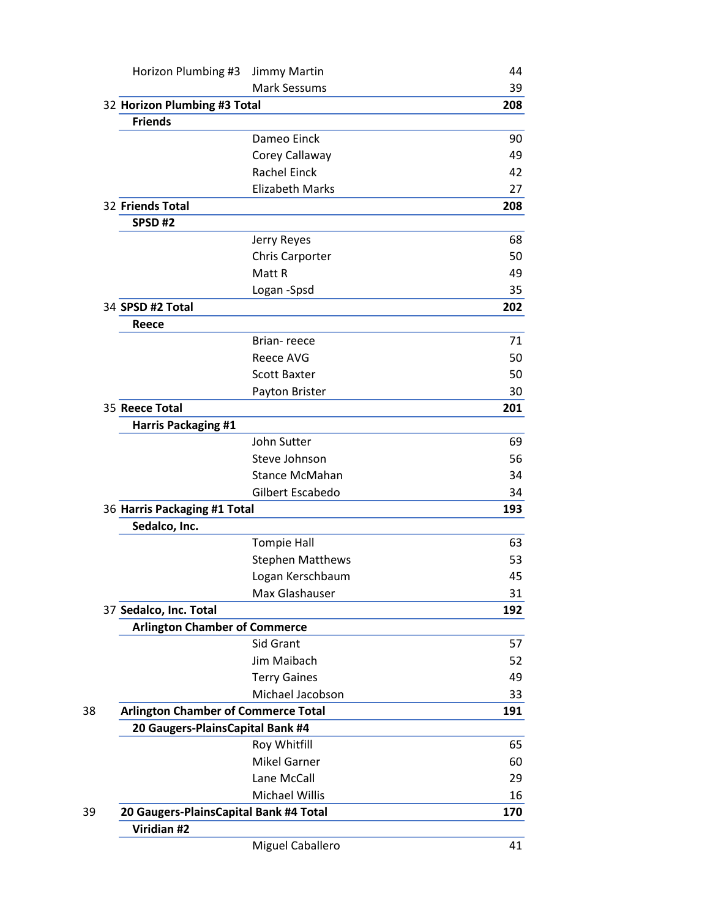| Rank | Team | Player | Score |
|---|---|---|---|
| | Horizon Plumbing #3 | Jimmy Martin | 44 |
| | | Mark Sessums | 39 |
| 32 | **Horizon Plumbing #3 Total** | | **208** |
| | **Friends** | | |
| | | Dameo Einck | 90 |
| | | Corey Callaway | 49 |
| | | Rachel Einck | 42 |
| | | Elizabeth Marks | 27 |
| 32 | **Friends Total** | | **208** |
| | **SPSD #2** | | |
| | | Jerry Reyes | 68 |
| | | Chris Carporter | 50 |
| | | Matt R | 49 |
| | | Logan -Spsd | 35 |
| 34 | **SPSD #2 Total** | | **202** |
| | **Reece** | | |
| | | Brian- reece | 71 |
| | | Reece AVG | 50 |
| | | Scott Baxter | 50 |
| | | Payton Brister | 30 |
| 35 | **Reece Total** | | **201** |
| | **Harris Packaging #1** | | |
| | | John Sutter | 69 |
| | | Steve Johnson | 56 |
| | | Stance McMahan | 34 |
| | | Gilbert Escabedo | 34 |
| 36 | **Harris Packaging #1 Total** | | **193** |
| | **Sedalco, Inc.** | | |
| | | Tompie Hall | 63 |
| | | Stephen Matthews | 53 |
| | | Logan Kerschbaum | 45 |
| | | Max Glashauser | 31 |
| 37 | **Sedalco, Inc. Total** | | **192** |
| | **Arlington Chamber of Commerce** | | |
| | | Sid Grant | 57 |
| | | Jim Maibach | 52 |
| | | Terry Gaines | 49 |
| | | Michael Jacobson | 33 |
| 38 | **Arlington Chamber of Commerce Total** | | **191** |
| | **20 Gaugers-PlainsCapital Bank #4** | | |
| | | Roy Whitfill | 65 |
| | | Mikel Garner | 60 |
| | | Lane McCall | 29 |
| | | Michael Willis | 16 |
| 39 | **20 Gaugers-PlainsCapital Bank #4 Total** | | **170** |
| | **Viridian #2** | | |
| | | Miguel Caballero | 41 |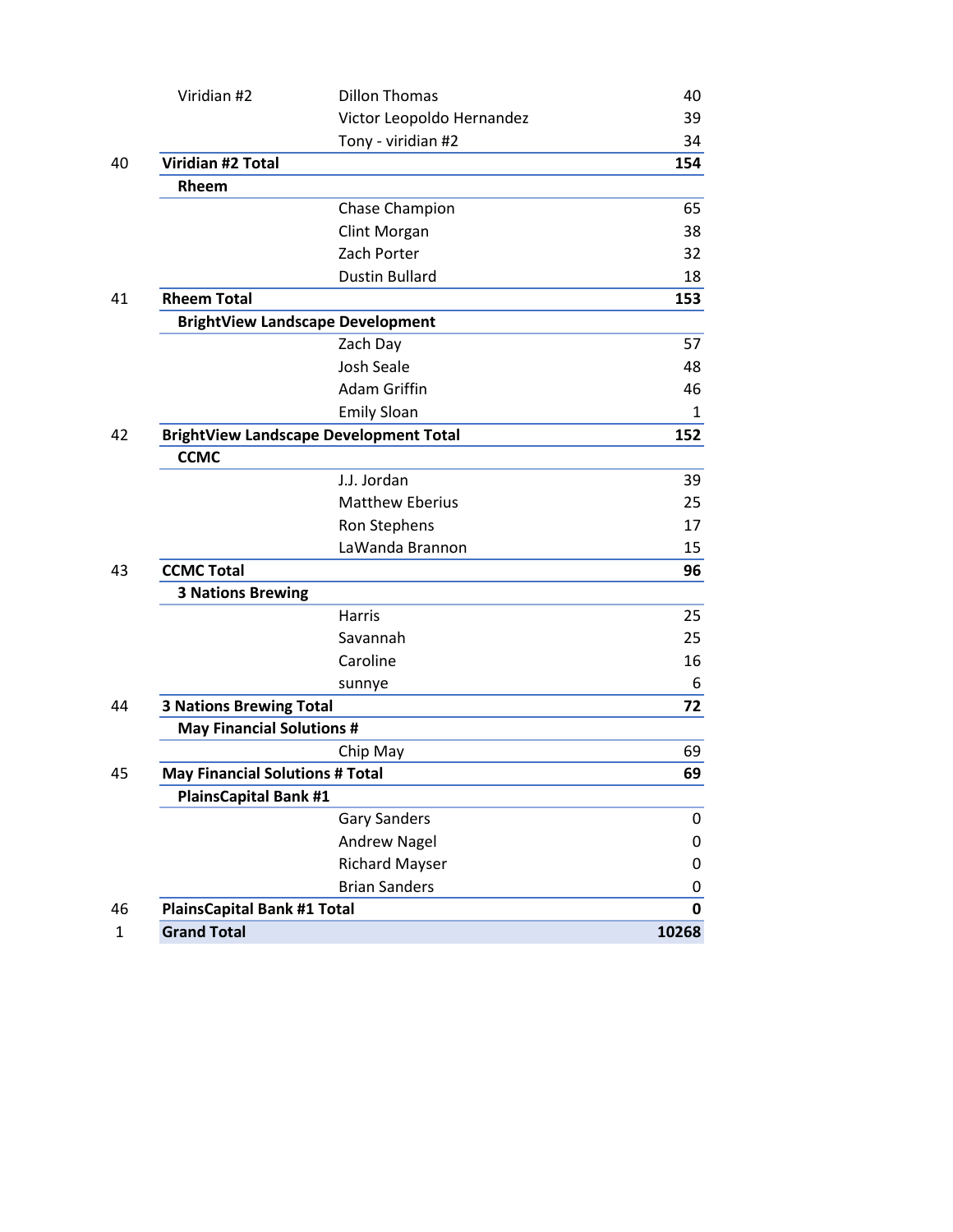| | | | |
|---|---|---|---|
| | Viridian #2 | Dillon Thomas | 40 |
| | | Victor Leopoldo Hernandez | 39 |
| | | Tony - viridian #2 | 34 |
| 40 | **Viridian #2 Total** | | **154** |
| | **Rheem** | | |
| | | Chase Champion | 65 |
| | | Clint Morgan | 38 |
| | | Zach Porter | 32 |
| | | Dustin Bullard | 18 |
| 41 | **Rheem Total** | | **153** |
| | **BrightView Landscape Development** | | |
| | | Zach Day | 57 |
| | | Josh Seale | 48 |
| | | Adam Griffin | 46 |
| | | Emily Sloan | 1 |
| 42 | **BrightView Landscape Development Total** | | **152** |
| | **CCMC** | | |
| | | J.J. Jordan | 39 |
| | | Matthew Eberius | 25 |
| | | Ron Stephens | 17 |
| | | LaWanda Brannon | 15 |
| 43 | **CCMC Total** | | **96** |
| | **3 Nations Brewing** | | |
| | | Harris | 25 |
| | | Savannah | 25 |
| | | Caroline | 16 |
| | | sunnye | 6 |
| 44 | **3 Nations Brewing Total** | | **72** |
| | **May Financial Solutions #** | | |
| | | Chip May | 69 |
| 45 | **May Financial Solutions # Total** | | **69** |
| | **PlainsCapital Bank #1** | | |
| | | Gary Sanders | 0 |
| | | Andrew Nagel | 0 |
| | | Richard Mayser | 0 |
| | | Brian Sanders | 0 |
| 46 | **PlainsCapital Bank #1 Total** | | **0** |
| 1 | **Grand Total** | | **10268** |